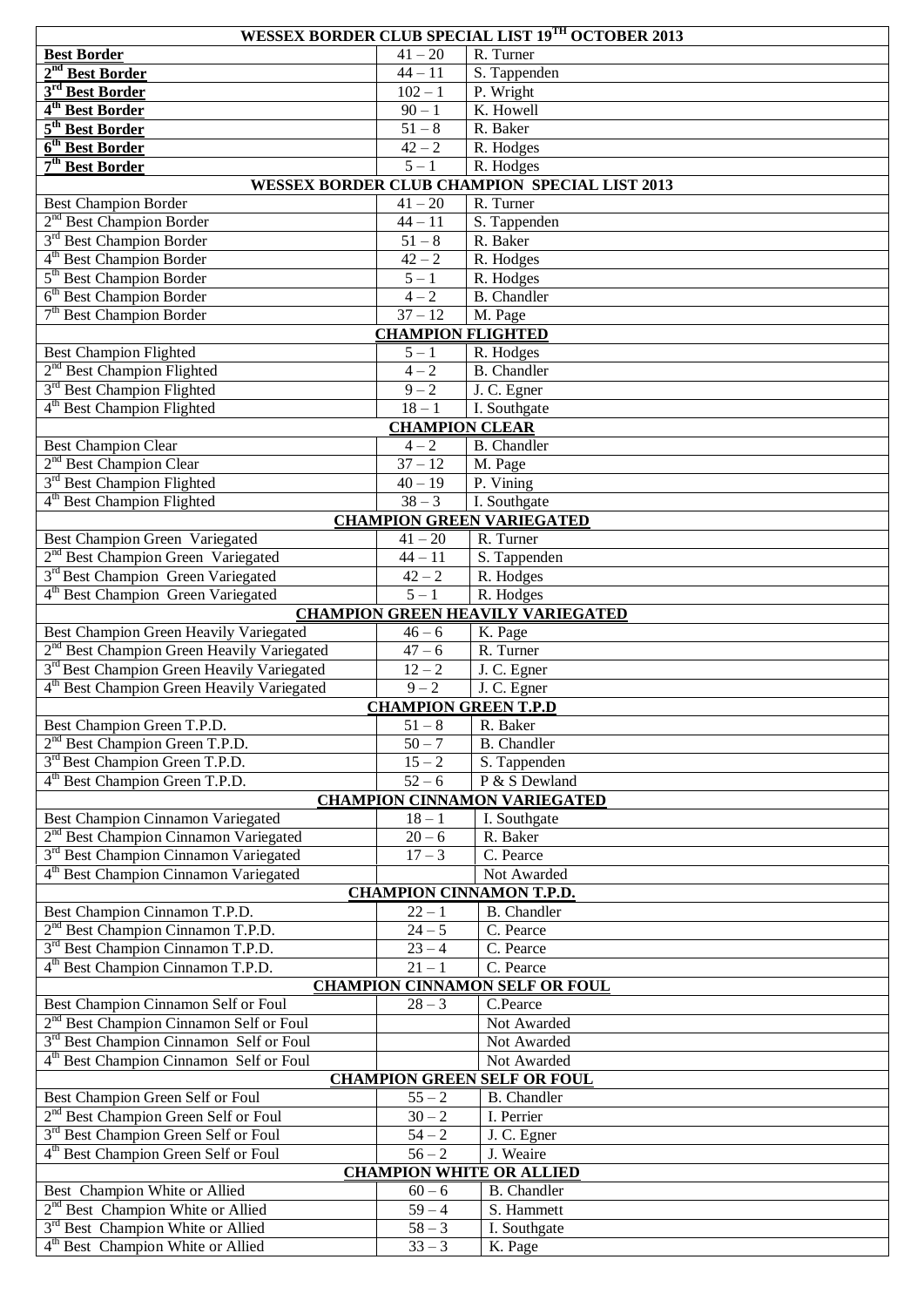| WESSEX BORDER CLUB SPECIAL LIST 19TH OCTOBER 2013 | | |
|---|---|---|
| **Best Border** | 41 – 20 | R. Turner |
| **2nd Best Border** | 44 – 11 | S. Tappenden |
| **3rd Best Border** | 102 – 1 | P. Wright |
| **4th Best Border** | 90 – 1 | K. Howell |
| **5th Best Border** | 51 – 8 | R. Baker |
| **6th Best Border** | 42 – 2 | R. Hodges |
| **7th Best Border** | 5 – 1 | R. Hodges |
| **WESSEX BORDER CLUB CHAMPION SPECIAL LIST 2013** | | |
| Best Champion Border | 41 – 20 | R. Turner |
| 2nd Best Champion Border | 44 – 11 | S. Tappenden |
| 3rd Best Champion Border | 51 – 8 | R. Baker |
| 4th Best Champion Border | 42 – 2 | R. Hodges |
| 5th Best Champion Border | 5 – 1 | R. Hodges |
| 6th Best Champion Border | 4 – 2 | B. Chandler |
| 7th Best Champion Border | 37 – 12 | M. Page |
| **CHAMPION FLIGHTED** | | |
| Best Champion Flighted | 5 – 1 | R. Hodges |
| 2nd Best Champion Flighted | 4 – 2 | B. Chandler |
| 3rd Best Champion Flighted | 9 – 2 | J. C. Egner |
| 4th Best Champion Flighted | 18 – 1 | I. Southgate |
| **CHAMPION CLEAR** | | |
| Best Champion Clear | 4 – 2 | B. Chandler |
| 2nd Best Champion Clear | 37 – 12 | M. Page |
| 3rd Best Champion Flighted | 40 – 19 | P. Vining |
| 4th Best Champion Flighted | 38 – 3 | I. Southgate |
| **CHAMPION GREEN VARIEGATED** | | |
| Best Champion Green Variegated | 41 – 20 | R. Turner |
| 2nd Best Champion Green Variegated | 44 – 11 | S. Tappenden |
| 3rd Best Champion Green Variegated | 42 – 2 | R. Hodges |
| 4th Best Champion Green Variegated | 5 – 1 | R. Hodges |
| **CHAMPION GREEN HEAVILY VARIEGATED** | | |
| Best Champion Green Heavily Variegated | 46 – 6 | K. Page |
| 2nd Best Champion Green Heavily Variegated | 47 – 6 | R. Turner |
| 3rd Best Champion Green Heavily Variegated | 12 – 2 | J. C. Egner |
| 4th Best Champion Green Heavily Variegated | 9 – 2 | J. C. Egner |
| **CHAMPION GREEN T.P.D** | | |
| Best Champion Green T.P.D. | 51 – 8 | R. Baker |
| 2nd Best Champion Green T.P.D. | 50 – 7 | B. Chandler |
| 3rd Best Champion Green T.P.D. | 15 – 2 | S. Tappenden |
| 4th Best Champion Green T.P.D. | 52 – 6 | P & S Dewland |
| **CHAMPION CINNAMON VARIEGATED** | | |
| Best Champion Cinnamon Variegated | 18 – 1 | I. Southgate |
| 2nd Best Champion Cinnamon Variegated | 20 – 6 | R. Baker |
| 3rd Best Champion Cinnamon Variegated | 17 – 3 | C. Pearce |
| 4th Best Champion Cinnamon Variegated | | Not Awarded |
| **CHAMPION CINNAMON T.P.D.** | | |
| Best Champion Cinnamon T.P.D. | 22 – 1 | B. Chandler |
| 2nd Best Champion Cinnamon T.P.D. | 24 – 5 | C. Pearce |
| 3rd Best Champion Cinnamon T.P.D. | 23 – 4 | C. Pearce |
| 4th Best Champion Cinnamon T.P.D. | 21 – 1 | C. Pearce |
| **CHAMPION CINNAMON SELF OR FOUL** | | |
| Best Champion Cinnamon Self or Foul | 28 – 3 | C.Pearce |
| 2nd Best Champion Cinnamon Self or Foul | | Not Awarded |
| 3rd Best Champion Cinnamon Self or Foul | | Not Awarded |
| 4th Best Champion Cinnamon Self or Foul | | Not Awarded |
| **CHAMPION GREEN SELF OR FOUL** | | |
| Best Champion Green Self or Foul | 55 – 2 | B. Chandler |
| 2nd Best Champion Green Self or Foul | 30 – 2 | I. Perrier |
| 3rd Best Champion Green Self or Foul | 54 – 2 | J. C. Egner |
| 4th Best Champion Green Self or Foul | 56 – 2 | J. Weaire |
| **CHAMPION WHITE OR ALLIED** | | |
| Best Champion White or Allied | 60 – 6 | B. Chandler |
| 2nd Best Champion White or Allied | 59 – 4 | S. Hammett |
| 3rd Best Champion White or Allied | 58 – 3 | I. Southgate |
| 4th Best Champion White or Allied | 33 – 3 | K. Page |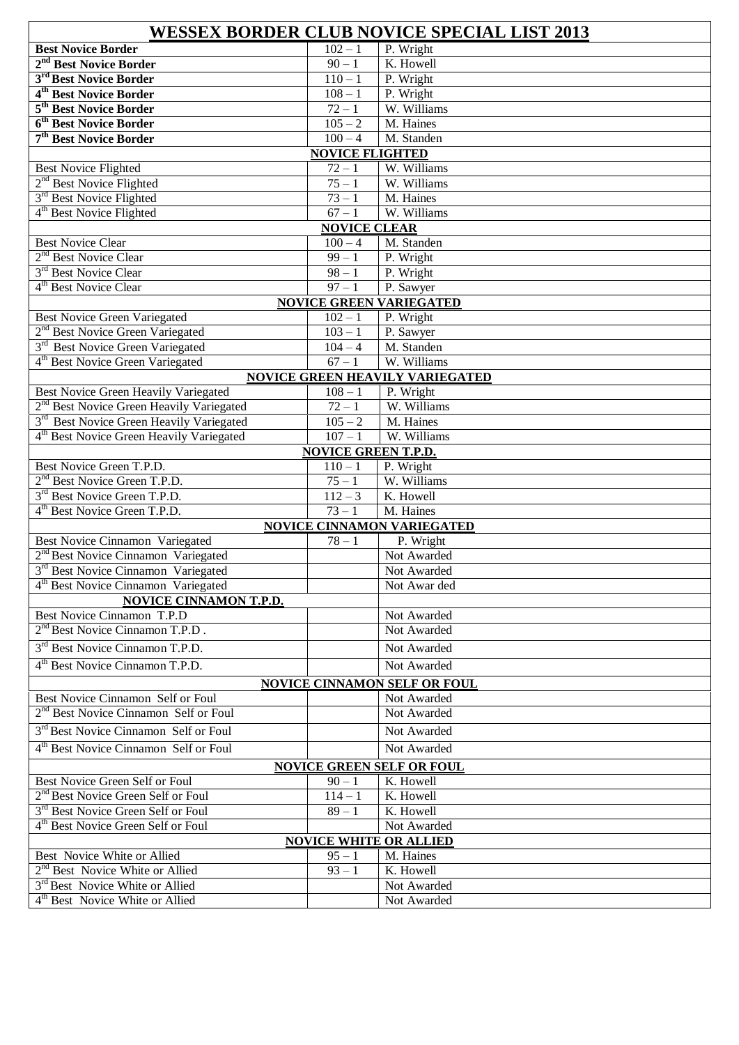# WESSEX BORDER CLUB NOVICE SPECIAL LIST 2013

| | | |
|---|---|---|
| **Best Novice Border** | 102 – 1 | P. Wright |
| **2nd Best Novice Border** | 90 – 1 | K. Howell |
| **3rd Best Novice Border** | 110 – 1 | P. Wright |
| **4th Best Novice Border** | 108 – 1 | P. Wright |
| **5th Best Novice Border** | 72 – 1 | W. Williams |
| **6th Best Novice Border** | 105 – 2 | M. Haines |
| **7th Best Novice Border** | 100 – 4 | M. Standen |
| **NOVICE FLIGHTED** | | |
| Best Novice Flighted | 72 – 1 | W. Williams |
| 2nd Best Novice Flighted | 75 – 1 | W. Williams |
| 3rd Best Novice Flighted | 73 – 1 | M. Haines |
| 4th Best Novice Flighted | 67 – 1 | W. Williams |
| **NOVICE CLEAR** | | |
| Best Novice Clear | 100 – 4 | M. Standen |
| 2nd Best Novice Clear | 99 – 1 | P. Wright |
| 3rd Best Novice Clear | 98 – 1 | P. Wright |
| 4th Best Novice Clear | 97 – 1 | P. Sawyer |
| **NOVICE GREEN VARIEGATED** | | |
| Best Novice Green Variegated | 102 – 1 | P. Wright |
| 2nd Best Novice Green Variegated | 103 – 1 | P. Sawyer |
| 3rd Best Novice Green Variegated | 104 – 4 | M. Standen |
| 4th Best Novice Green Variegated | 67 – 1 | W. Williams |
| **NOVICE GREEN HEAVILY VARIEGATED** | | |
| Best Novice Green Heavily Variegated | 108 – 1 | P. Wright |
| 2nd Best Novice Green Heavily Variegated | 72 – 1 | W. Williams |
| 3rd Best Novice Green Heavily Variegated | 105 – 2 | M. Haines |
| 4th Best Novice Green Heavily Variegated | 107 – 1 | W. Williams |
| **NOVICE GREEN T.P.D.** | | |
| Best Novice Green T.P.D. | 110 – 1 | P. Wright |
| 2nd Best Novice Green T.P.D. | 75 – 1 | W. Williams |
| 3rd Best Novice Green T.P.D. | 112 – 3 | K. Howell |
| 4th Best Novice Green T.P.D. | 73 – 1 | M. Haines |
| **NOVICE CINNAMON VARIEGATED** | | |
| Best Novice Cinnamon Variegated | 78 – 1 | P. Wright |
| 2nd Best Novice Cinnamon Variegated | | Not Awarded |
| 3rd Best Novice Cinnamon Variegated | | Not Awarded |
| 4th Best Novice Cinnamon Variegated | | Not Awar ded |
| **NOVICE CINNAMON T.P.D.** | | |
| Best Novice Cinnamon T.P.D | | Not Awarded |
| 2nd Best Novice Cinnamon T.P.D . | | Not Awarded |
| 3rd Best Novice Cinnamon T.P.D. | | Not Awarded |
| 4th Best Novice Cinnamon T.P.D. | | Not Awarded |
| **NOVICE CINNAMON SELF OR FOUL** | | |
| Best Novice Cinnamon Self or Foul | | Not Awarded |
| 2nd Best Novice Cinnamon Self or Foul | | Not Awarded |
| 3rd Best Novice Cinnamon Self or Foul | | Not Awarded |
| 4th Best Novice Cinnamon Self or Foul | | Not Awarded |
| **NOVICE GREEN SELF OR FOUL** | | |
| Best Novice Green Self or Foul | 90 – 1 | K. Howell |
| 2nd Best Novice Green Self or Foul | 114 – 1 | K. Howell |
| 3rd Best Novice Green Self or Foul | 89 – 1 | K. Howell |
| 4th Best Novice Green Self or Foul | | Not Awarded |
| **NOVICE WHITE OR ALLIED** | | |
| Best Novice White or Allied | 95 – 1 | M. Haines |
| 2nd Best Novice White or Allied | 93 – 1 | K. Howell |
| 3rd Best Novice White or Allied | | Not Awarded |
| 4th Best Novice White or Allied | | Not Awarded |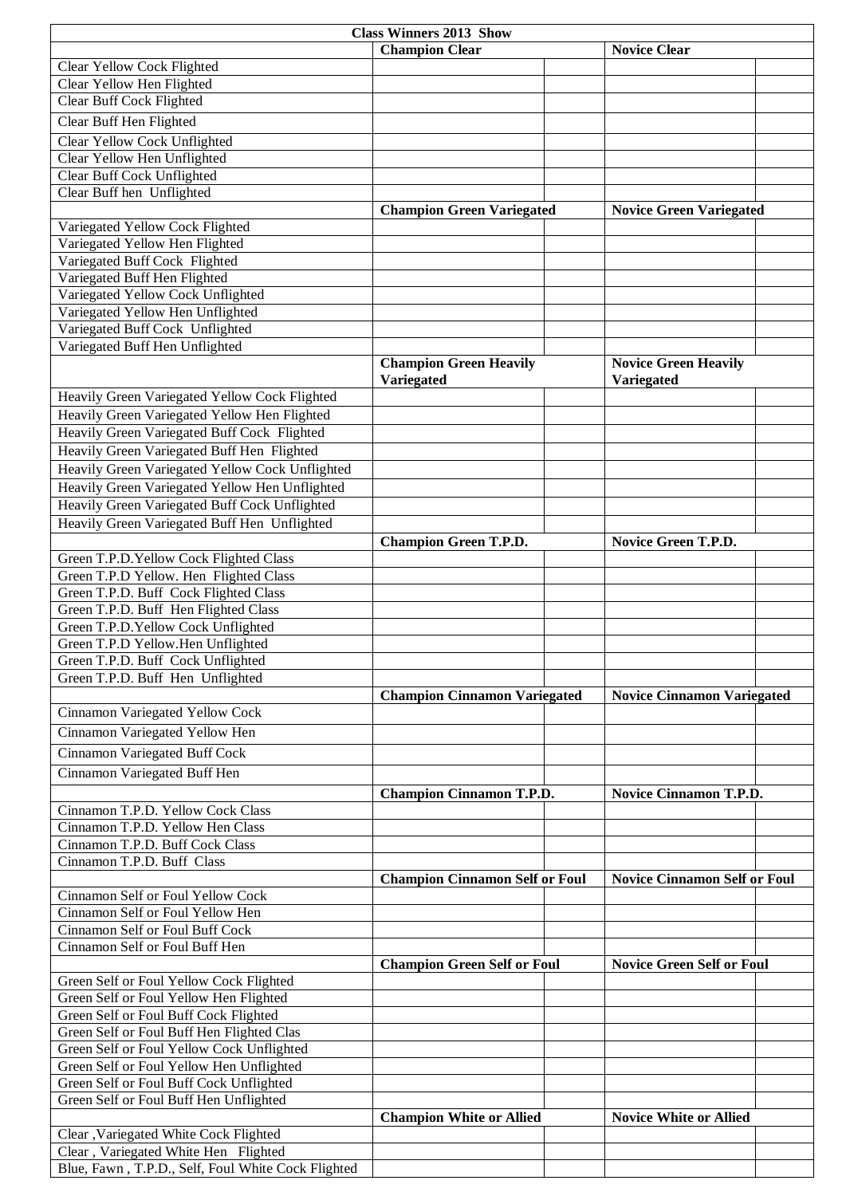| Class Winners 2013 Show | | | | |
|---|---|---|---|---|
| | **Champion Clear** | | **Novice Clear** | |
| Clear Yellow Cock Flighted | | | | |
| Clear Yellow Hen Flighted | | | | |
| Clear Buff Cock Flighted | | | | |
| Clear Buff Hen Flighted | | | | |
| Clear Yellow Cock Unflighted | | | | |
| Clear Yellow Hen Unflighted | | | | |
| Clear Buff Cock Unflighted | | | | |
| Clear Buff hen Unflighted | | | | |
| | **Champion Green Variegated** | | **Novice Green Variegated** | |
| Variegated Yellow Cock Flighted | | | | |
| Variegated Yellow Hen Flighted | | | | |
| Variegated Buff Cock Flighted | | | | |
| Variegated Buff Hen Flighted | | | | |
| Variegated Yellow Cock Unflighted | | | | |
| Variegated Yellow Hen Unflighted | | | | |
| Variegated Buff Cock Unflighted | | | | |
| Variegated Buff Hen Unflighted | | | | |
| | **Champion Green Heavily Variegated** | | **Novice Green Heavily Variegated** | |
| Heavily Green Variegated Yellow Cock Flighted | | | | |
| Heavily Green Variegated Yellow Hen Flighted | | | | |
| Heavily Green Variegated Buff Cock Flighted | | | | |
| Heavily Green Variegated Buff Hen Flighted | | | | |
| Heavily Green Variegated Yellow Cock Unflighted | | | | |
| Heavily Green Variegated Yellow Hen Unflighted | | | | |
| Heavily Green Variegated Buff Cock Unflighted | | | | |
| Heavily Green Variegated Buff Hen Unflighted | | | | |
| | **Champion Green T.P.D.** | | **Novice Green T.P.D.** | |
| Green T.P.D.Yellow Cock Flighted Class | | | | |
| Green T.P.D Yellow. Hen Flighted Class | | | | |
| Green T.P.D. Buff Cock Flighted Class | | | | |
| Green T.P.D. Buff Hen Flighted Class | | | | |
| Green T.P.D.Yellow Cock Unflighted | | | | |
| Green T.P.D Yellow.Hen Unflighted | | | | |
| Green T.P.D. Buff Cock Unflighted | | | | |
| Green T.P.D. Buff Hen Unflighted | | | | |
| | **Champion Cinnamon Variegated** | | **Novice Cinnamon Variegated** | |
| Cinnamon Variegated Yellow Cock | | | | |
| Cinnamon Variegated Yellow Hen | | | | |
| Cinnamon Variegated Buff Cock | | | | |
| Cinnamon Variegated Buff Hen | | | | |
| | **Champion Cinnamon T.P.D.** | | **Novice Cinnamon T.P.D.** | |
| Cinnamon T.P.D. Yellow Cock Class | | | | |
| Cinnamon T.P.D. Yellow Hen Class | | | | |
| Cinnamon T.P.D. Buff Cock Class | | | | |
| Cinnamon T.P.D. Buff Class | | | | |
| | **Champion Cinnamon Self or Foul** | | **Novice Cinnamon Self or Foul** | |
| Cinnamon Self or Foul Yellow Cock | | | | |
| Cinnamon Self or Foul Yellow Hen | | | | |
| Cinnamon Self or Foul Buff Cock | | | | |
| Cinnamon Self or Foul Buff Hen | | | | |
| | **Champion Green Self or Foul** | | **Novice Green Self or Foul** | |
| Green Self or Foul Yellow Cock Flighted | | | | |
| Green Self or Foul Yellow Hen Flighted | | | | |
| Green Self or Foul Buff Cock Flighted | | | | |
| Green Self or Foul Buff Hen Flighted Clas | | | | |
| Green Self or Foul Yellow Cock Unflighted | | | | |
| Green Self or Foul Yellow Hen Unflighted | | | | |
| Green Self or Foul Buff Cock Unflighted | | | | |
| Green Self or Foul Buff Hen Unflighted | | | | |
| | **Champion White or Allied** | | **Novice White or Allied** | |
| Clear ,Variegated White Cock Flighted | | | | |
| Clear , Variegated White Hen Flighted | | | | |
| Blue, Fawn , T.P.D., Self, Foul White Cock Flighted | | | | |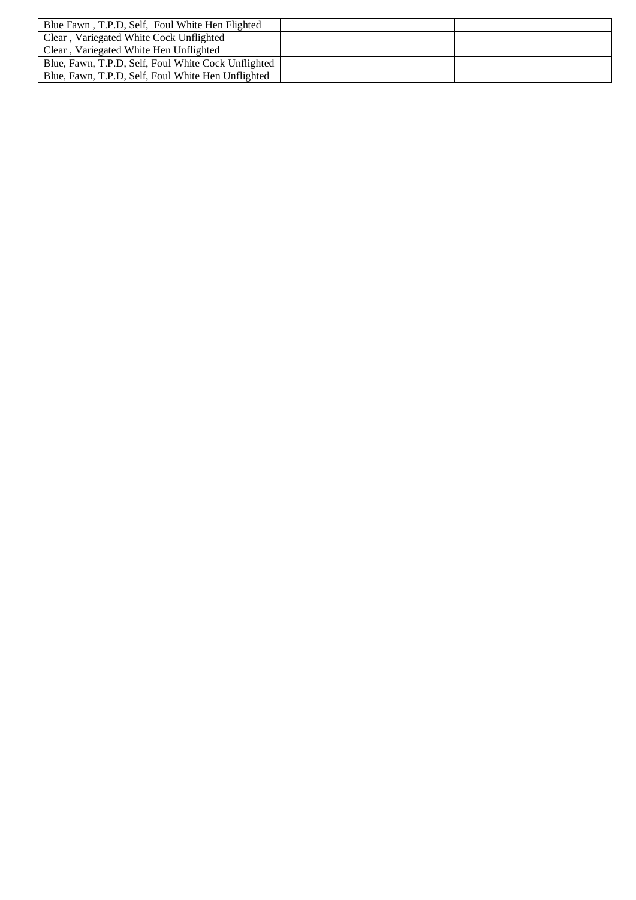| | | | | |
|---|---|---|---|---|
| Blue Fawn , T.P.D, Self, Foul White Hen Flighted | | | | |
| Clear , Variegated White Cock Unflighted | | | | |
| Clear , Variegated White Hen Unflighted | | | | |
| Blue, Fawn, T.P.D, Self, Foul White Cock Unflighted | | | | |
| Blue, Fawn, T.P.D, Self, Foul White Hen Unflighted | | | | |